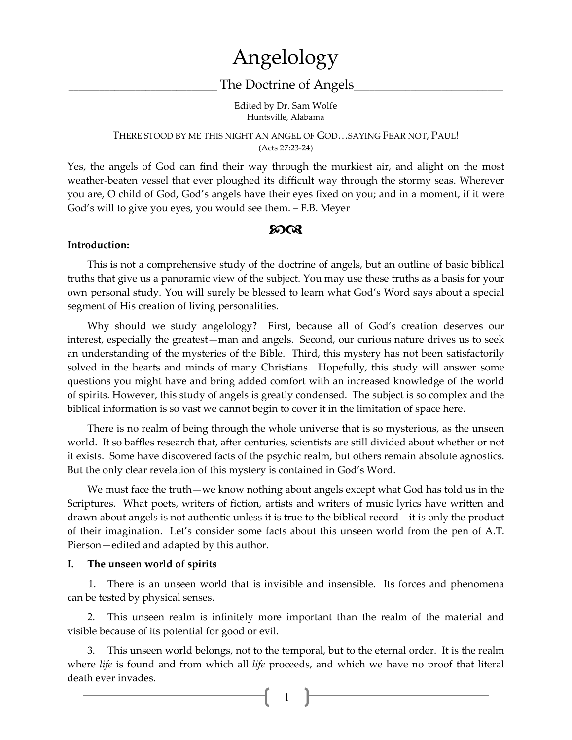# Angelology

## The Doctrine of Angels

Edited by Dr. Sam Wolfe
Huntsville, Alabama

THERE STOOD BY ME THIS NIGHT AN ANGEL OF GOD…SAYING FEAR NOT, PAUL!
(Acts 27:23-24)

Yes, the angels of God can find their way through the murkiest air, and alight on the most weather-beaten vessel that ever ploughed its difficult way through the stormy seas. Wherever you are, O child of God, God's angels have their eyes fixed on you; and in a moment, if it were God's will to give you eyes, you would see them. – F.B. Meyer

**Introduction:**

This is not a comprehensive study of the doctrine of angels, but an outline of basic biblical truths that give us a panoramic view of the subject. You may use these truths as a basis for your own personal study. You will surely be blessed to learn what God's Word says about a special segment of His creation of living personalities.

Why should we study angelology? First, because all of God's creation deserves our interest, especially the greatest—man and angels. Second, our curious nature drives us to seek an understanding of the mysteries of the Bible. Third, this mystery has not been satisfactorily solved in the hearts and minds of many Christians. Hopefully, this study will answer some questions you might have and bring added comfort with an increased knowledge of the world of spirits. However, this study of angels is greatly condensed. The subject is so complex and the biblical information is so vast we cannot begin to cover it in the limitation of space here.

There is no realm of being through the whole universe that is so mysterious, as the unseen world. It so baffles research that, after centuries, scientists are still divided about whether or not it exists. Some have discovered facts of the psychic realm, but others remain absolute agnostics. But the only clear revelation of this mystery is contained in God's Word.

We must face the truth—we know nothing about angels except what God has told us in the Scriptures. What poets, writers of fiction, artists and writers of music lyrics have written and drawn about angels is not authentic unless it is true to the biblical record—it is only the product of their imagination. Let's consider some facts about this unseen world from the pen of A.T. Pierson—edited and adapted by this author.

**I. The unseen world of spirits**

1. There is an unseen world that is invisible and insensible. Its forces and phenomena can be tested by physical senses.

2. This unseen realm is infinitely more important than the realm of the material and visible because of its potential for good or evil.

3. This unseen world belongs, not to the temporal, but to the eternal order. It is the realm where *life* is found and from which all *life* proceeds, and which we have no proof that literal death ever invades.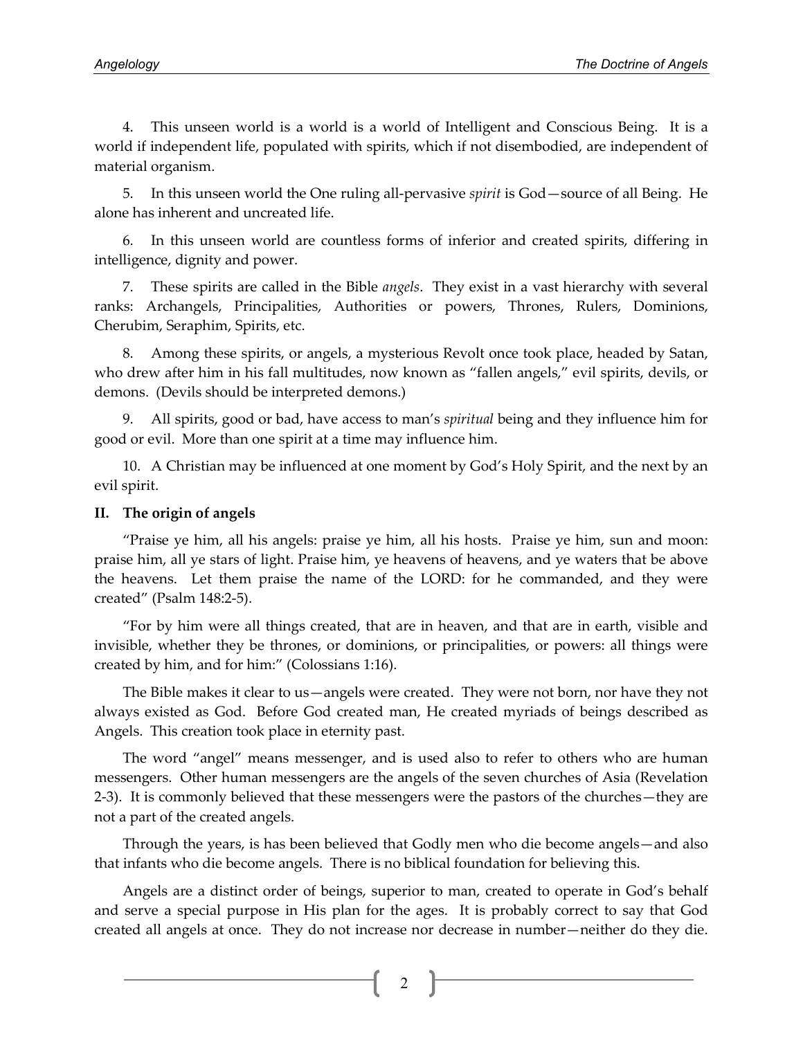4. This unseen world is a world is a world of Intelligent and Conscious Being. It is a world if independent life, populated with spirits, which if not disembodied, are independent of material organism.

5. In this unseen world the One ruling all-pervasive *spirit* is God—source of all Being. He alone has inherent and uncreated life.

6. In this unseen world are countless forms of inferior and created spirits, differing in intelligence, dignity and power.

7. These spirits are called in the Bible *angels*. They exist in a vast hierarchy with several ranks: Archangels, Principalities, Authorities or powers, Thrones, Rulers, Dominions, Cherubim, Seraphim, Spirits, etc.

8. Among these spirits, or angels, a mysterious Revolt once took place, headed by Satan, who drew after him in his fall multitudes, now known as "fallen angels," evil spirits, devils, or demons. (Devils should be interpreted demons.)

9. All spirits, good or bad, have access to man's *spiritual* being and they influence him for good or evil. More than one spirit at a time may influence him.

10. A Christian may be influenced at one moment by God's Holy Spirit, and the next by an evil spirit.

## II. The origin of angels

"Praise ye him, all his angels: praise ye him, all his hosts. Praise ye him, sun and moon: praise him, all ye stars of light. Praise him, ye heavens of heavens, and ye waters that be above the heavens. Let them praise the name of the LORD: for he commanded, and they were created" (Psalm 148:2-5).

"For by him were all things created, that are in heaven, and that are in earth, visible and invisible, whether they be thrones, or dominions, or principalities, or powers: all things were created by him, and for him:" (Colossians 1:16).

The Bible makes it clear to us—angels were created. They were not born, nor have they not always existed as God. Before God created man, He created myriads of beings described as Angels. This creation took place in eternity past.

The word "angel" means messenger, and is used also to refer to others who are human messengers. Other human messengers are the angels of the seven churches of Asia (Revelation 2-3). It is commonly believed that these messengers were the pastors of the churches—they are not a part of the created angels.

Through the years, is has been believed that Godly men who die become angels—and also that infants who die become angels. There is no biblical foundation for believing this.

Angels are a distinct order of beings, superior to man, created to operate in God's behalf and serve a special purpose in His plan for the ages. It is probably correct to say that God created all angels at once. They do not increase nor decrease in number—neither do they die.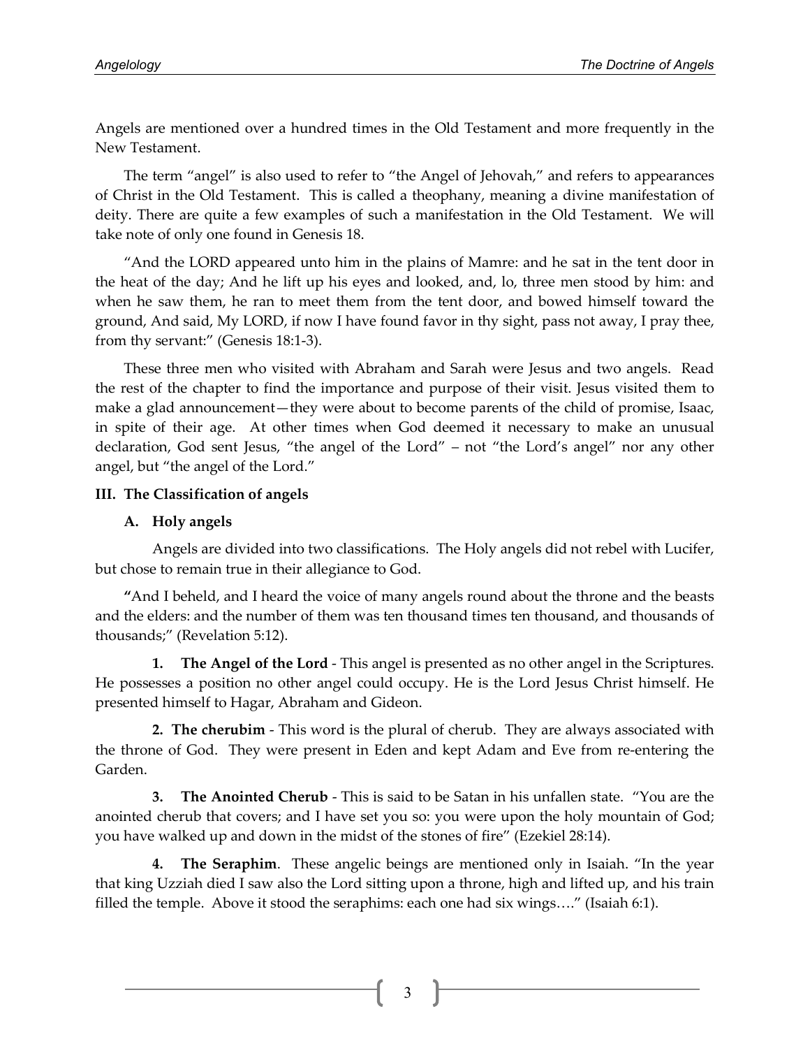Angels are mentioned over a hundred times in the Old Testament and more frequently in the New Testament.

The term "angel" is also used to refer to "the Angel of Jehovah," and refers to appearances of Christ in the Old Testament. This is called a theophany, meaning a divine manifestation of deity. There are quite a few examples of such a manifestation in the Old Testament. We will take note of only one found in Genesis 18.

"And the LORD appeared unto him in the plains of Mamre: and he sat in the tent door in the heat of the day; And he lift up his eyes and looked, and, lo, three men stood by him: and when he saw them, he ran to meet them from the tent door, and bowed himself toward the ground, And said, My LORD, if now I have found favor in thy sight, pass not away, I pray thee, from thy servant:" (Genesis 18:1-3).

These three men who visited with Abraham and Sarah were Jesus and two angels. Read the rest of the chapter to find the importance and purpose of their visit. Jesus visited them to make a glad announcement—they were about to become parents of the child of promise, Isaac, in spite of their age. At other times when God deemed it necessary to make an unusual declaration, God sent Jesus, "the angel of the Lord" – not "the Lord's angel" nor any other angel, but "the angel of the Lord."

## III. The Classification of angels

### A. Holy angels

Angels are divided into two classifications. The Holy angels did not rebel with Lucifer, but chose to remain true in their allegiance to God.

"And I beheld, and I heard the voice of many angels round about the throne and the beasts and the elders: and the number of them was ten thousand times ten thousand, and thousands of thousands;" (Revelation 5:12).

1. **The Angel of the Lord** - This angel is presented as no other angel in the Scriptures. He possesses a position no other angel could occupy. He is the Lord Jesus Christ himself. He presented himself to Hagar, Abraham and Gideon.

2. **The cherubim** - This word is the plural of cherub. They are always associated with the throne of God. They were present in Eden and kept Adam and Eve from re-entering the Garden.

3. **The Anointed Cherub** - This is said to be Satan in his unfallen state. "You are the anointed cherub that covers; and I have set you so: you were upon the holy mountain of God; you have walked up and down in the midst of the stones of fire" (Ezekiel 28:14).

4. **The Seraphim**. These angelic beings are mentioned only in Isaiah. "In the year that king Uzziah died I saw also the Lord sitting upon a throne, high and lifted up, and his train filled the temple. Above it stood the seraphims: each one had six wings…." (Isaiah 6:1).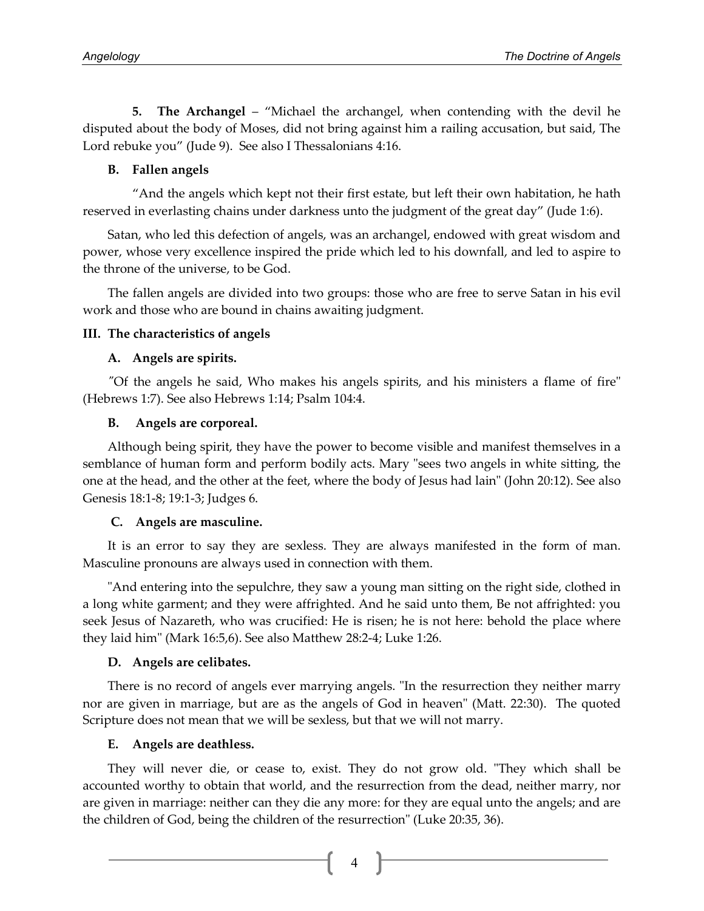**5. The Archangel** – "Michael the archangel, when contending with the devil he disputed about the body of Moses, did not bring against him a railing accusation, but said, The Lord rebuke you" (Jude 9). See also I Thessalonians 4:16.

**B. Fallen angels**

"And the angels which kept not their first estate, but left their own habitation, he hath reserved in everlasting chains under darkness unto the judgment of the great day" (Jude 1:6).

Satan, who led this defection of angels, was an archangel, endowed with great wisdom and power, whose very excellence inspired the pride which led to his downfall, and led to aspire to the throne of the universe, to be God.

The fallen angels are divided into two groups: those who are free to serve Satan in his evil work and those who are bound in chains awaiting judgment.

## III. The characteristics of angels

**A. Angels are spirits.**

"Of the angels he said, Who makes his angels spirits, and his ministers a flame of fire" (Hebrews 1:7). See also Hebrews 1:14; Psalm 104:4.

**B. Angels are corporeal.**

Although being spirit, they have the power to become visible and manifest themselves in a semblance of human form and perform bodily acts. Mary "sees two angels in white sitting, the one at the head, and the other at the feet, where the body of Jesus had lain" (John 20:12). See also Genesis 18:1-8; 19:1-3; Judges 6.

**C. Angels are masculine.**

It is an error to say they are sexless. They are always manifested in the form of man. Masculine pronouns are always used in connection with them.

"And entering into the sepulchre, they saw a young man sitting on the right side, clothed in a long white garment; and they were affrighted. And he said unto them, Be not affrighted: you seek Jesus of Nazareth, who was crucified: He is risen; he is not here: behold the place where they laid him" (Mark 16:5,6). See also Matthew 28:2-4; Luke 1:26.

**D. Angels are celibates.**

There is no record of angels ever marrying angels. "In the resurrection they neither marry nor are given in marriage, but are as the angels of God in heaven" (Matt. 22:30). The quoted Scripture does not mean that we will be sexless, but that we will not marry.

**E. Angels are deathless.**

They will never die, or cease to, exist. They do not grow old. "They which shall be accounted worthy to obtain that world, and the resurrection from the dead, neither marry, nor are given in marriage: neither can they die any more: for they are equal unto the angels; and are the children of God, being the children of the resurrection" (Luke 20:35, 36).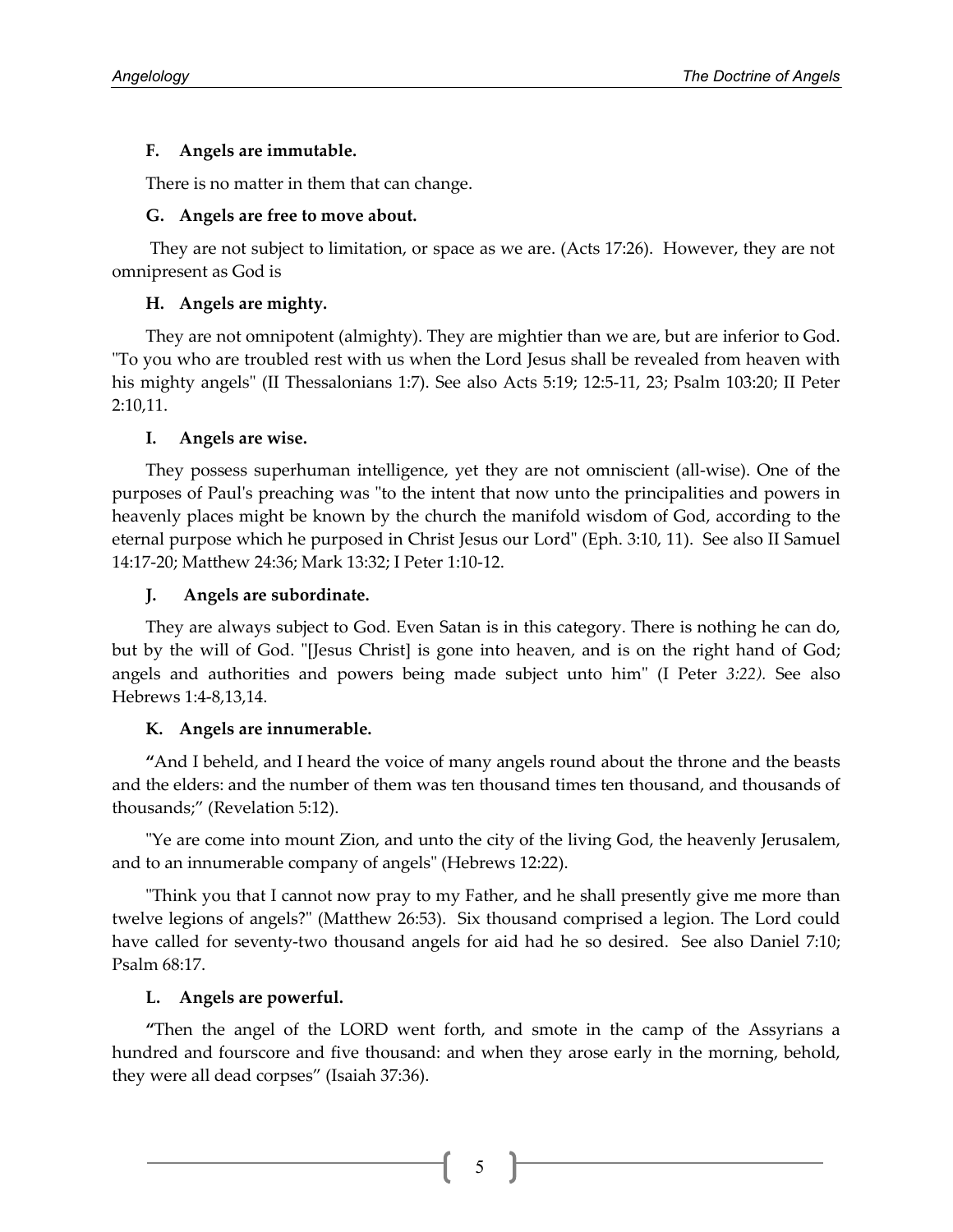### F. Angels are immutable.

There is no matter in them that can change.

### G. Angels are free to move about.

They are not subject to limitation, or space as we are. (Acts 17:26). However, they are not omnipresent as God is

### H. Angels are mighty.

They are not omnipotent (almighty). They are mightier than we are, but are inferior to God. "To you who are troubled rest with us when the Lord Jesus shall be revealed from heaven with his mighty angels" (II Thessalonians 1:7). See also Acts 5:19; 12:5-11, 23; Psalm 103:20; II Peter 2:10,11.

### I. Angels are wise.

They possess superhuman intelligence, yet they are not omniscient (all-wise). One of the purposes of Paul's preaching was "to the intent that now unto the principalities and powers in heavenly places might be known by the church the manifold wisdom of God, according to the eternal purpose which he purposed in Christ Jesus our Lord" (Eph. 3:10, 11). See also II Samuel 14:17-20; Matthew 24:36; Mark 13:32; I Peter 1:10-12.

### J. Angels are subordinate.

They are always subject to God. Even Satan is in this category. There is nothing he can do, but by the will of God. "[Jesus Christ] is gone into heaven, and is on the right hand of God; angels and authorities and powers being made subject unto him" (I Peter *3:22).* See also Hebrews 1:4-8,13,14.

### K. Angels are innumerable.

"And I beheld, and I heard the voice of many angels round about the throne and the beasts and the elders: and the number of them was ten thousand times ten thousand, and thousands of thousands;" (Revelation 5:12).

"Ye are come into mount Zion, and unto the city of the living God, the heavenly Jerusalem, and to an innumerable company of angels" (Hebrews 12:22).

"Think you that I cannot now pray to my Father, and he shall presently give me more than twelve legions of angels?" (Matthew 26:53). Six thousand comprised a legion. The Lord could have called for seventy-two thousand angels for aid had he so desired. See also Daniel 7:10; Psalm 68:17.

### L. Angels are powerful.

"Then the angel of the LORD went forth, and smote in the camp of the Assyrians a hundred and fourscore and five thousand: and when they arose early in the morning, behold, they were all dead corpses" (Isaiah 37:36).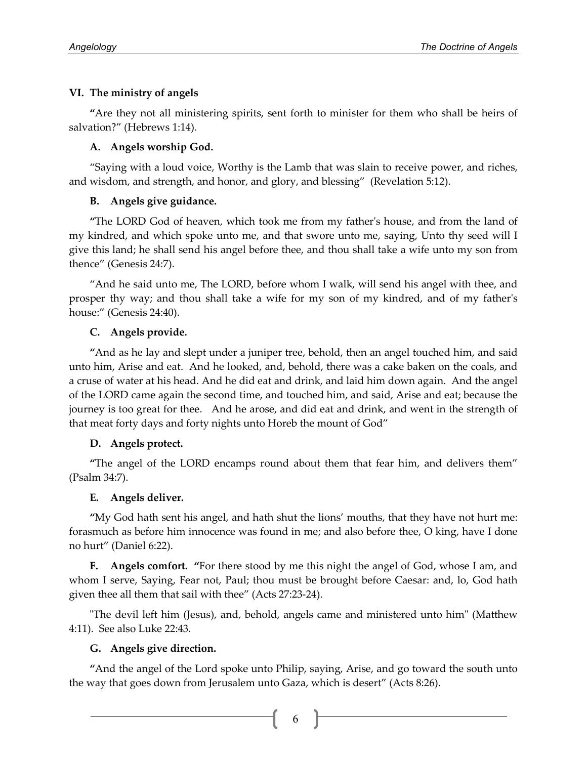### VI. The ministry of angels

"Are they not all ministering spirits, sent forth to minister for them who shall be heirs of salvation?" (Hebrews 1:14).

#### A. Angels worship God.

"Saying with a loud voice, Worthy is the Lamb that was slain to receive power, and riches, and wisdom, and strength, and honor, and glory, and blessing" (Revelation 5:12).

#### B. Angels give guidance.

"The LORD God of heaven, which took me from my father's house, and from the land of my kindred, and which spoke unto me, and that swore unto me, saying, Unto thy seed will I give this land; he shall send his angel before thee, and thou shall take a wife unto my son from thence" (Genesis 24:7).

"And he said unto me, The LORD, before whom I walk, will send his angel with thee, and prosper thy way; and thou shall take a wife for my son of my kindred, and of my father's house:" (Genesis 24:40).

#### C. Angels provide.

"And as he lay and slept under a juniper tree, behold, then an angel touched him, and said unto him, Arise and eat. And he looked, and, behold, there was a cake baken on the coals, and a cruse of water at his head. And he did eat and drink, and laid him down again. And the angel of the LORD came again the second time, and touched him, and said, Arise and eat; because the journey is too great for thee. And he arose, and did eat and drink, and went in the strength of that meat forty days and forty nights unto Horeb the mount of God"

#### D. Angels protect.

"The angel of the LORD encamps round about them that fear him, and delivers them" (Psalm 34:7).

#### E. Angels deliver.

"My God hath sent his angel, and hath shut the lions' mouths, that they have not hurt me: forasmuch as before him innocence was found in me; and also before thee, O king, have I done no hurt" (Daniel 6:22).

**F. Angels comfort.** "For there stood by me this night the angel of God, whose I am, and whom I serve, Saying, Fear not, Paul; thou must be brought before Caesar: and, lo, God hath given thee all them that sail with thee" (Acts 27:23-24).

"The devil left him (Jesus), and, behold, angels came and ministered unto him" (Matthew 4:11). See also Luke 22:43.

#### G. Angels give direction.

"And the angel of the Lord spoke unto Philip, saying, Arise, and go toward the south unto the way that goes down from Jerusalem unto Gaza, which is desert" (Acts 8:26).